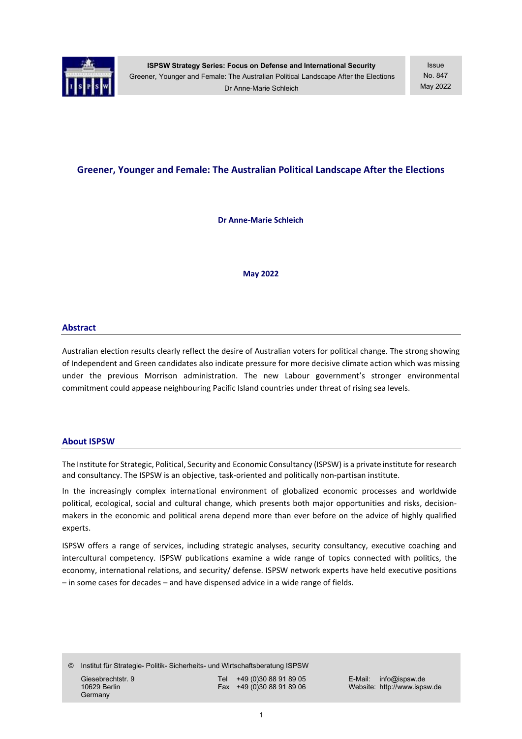# Greener, Younger and Female: The Australian Political Landscape After the Elections

**Dr Anne-Marie Schleich**

**May 2022**

## Abstract

Australian election results clearly reflect the desire of Australian voters for political change. The strong showing of Independent and Green candidates also indicate pressure for more decisive climate action which was missing under the previous Morrison administration. The new Labour government's stronger environmental commitment could appease neighbouring Pacific Island countries under threat of rising sea levels.

## About ISPSW

The Institute for Strategic, Political, Security and Economic Consultancy (ISPSW) is a private institute for research and consultancy. The ISPSW is an objective, task-oriented and politically non-partisan institute.

In the increasingly complex international environment of globalized economic processes and worldwide political, ecological, social and cultural change, which presents both major opportunities and risks, decision-makers in the economic and political arena depend more than ever before on the advice of highly qualified experts.

ISPSW offers a range of services, including strategic analyses, security consultancy, executive coaching and intercultural competency. ISPSW publications examine a wide range of topics connected with politics, the economy, international relations, and security/ defense. ISPSW network experts have held executive positions – in some cases for decades – and have dispensed advice in a wide range of fields.

© Institut für Strategie- Politik- Sicherheits- und Wirtschaftsberatung ISPSW

Giesebrechtstr. 9
10629 Berlin
Germany

Tel +49 (0)30 88 91 89 05
Fax +49 (0)30 88 91 89 06

E-Mail: info@ispsw.de
Website: http://www.ispsw.de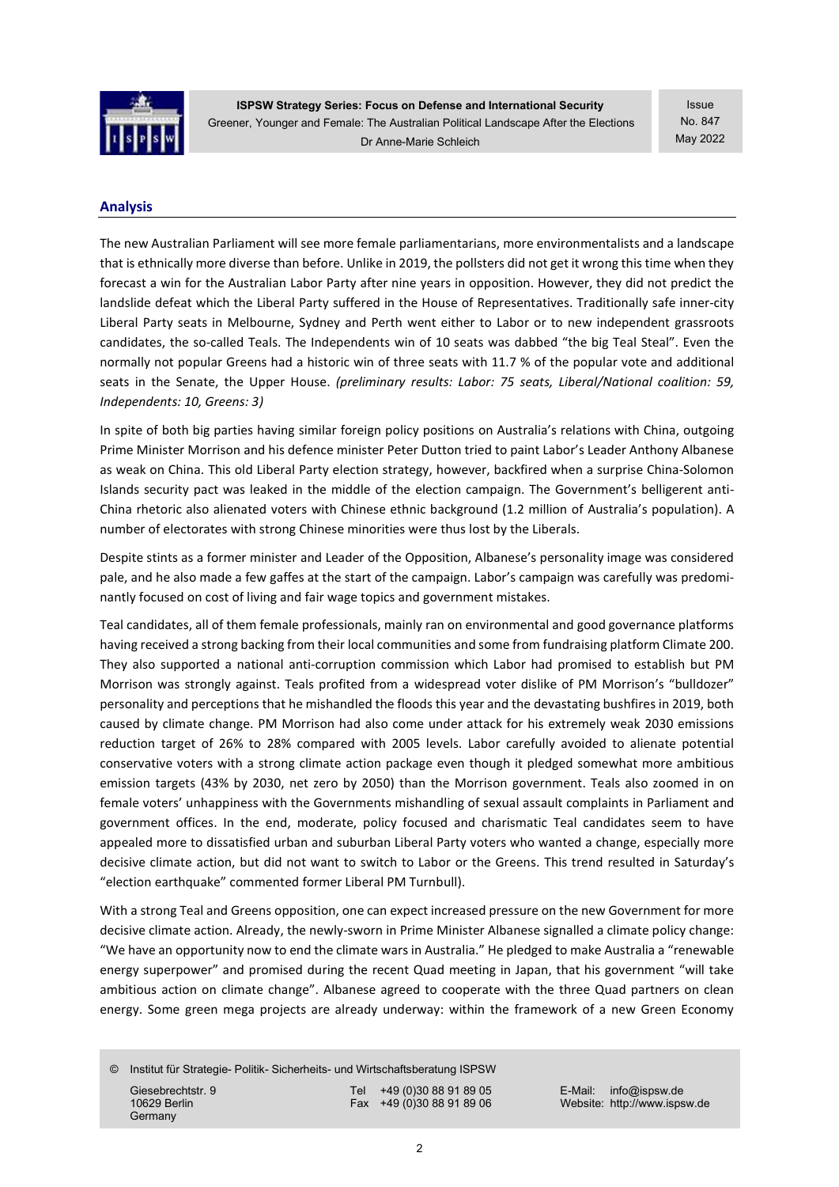## Analysis

The new Australian Parliament will see more female parliamentarians, more environmentalists and a landscape that is ethnically more diverse than before. Unlike in 2019, the pollsters did not get it wrong this time when they forecast a win for the Australian Labor Party after nine years in opposition. However, they did not predict the landslide defeat which the Liberal Party suffered in the House of Representatives. Traditionally safe inner-city Liberal Party seats in Melbourne, Sydney and Perth went either to Labor or to new independent grassroots candidates, the so-called Teals. The Independents win of 10 seats was dabbed "the big Teal Steal". Even the normally not popular Greens had a historic win of three seats with 11.7 % of the popular vote and additional seats in the Senate, the Upper House. *(preliminary results: Labor: 75 seats, Liberal/National coalition: 59, Independents: 10, Greens: 3)*

In spite of both big parties having similar foreign policy positions on Australia's relations with China, outgoing Prime Minister Morrison and his defence minister Peter Dutton tried to paint Labor's Leader Anthony Albanese as weak on China. This old Liberal Party election strategy, however, backfired when a surprise China-Solomon Islands security pact was leaked in the middle of the election campaign. The Government's belligerent anti-China rhetoric also alienated voters with Chinese ethnic background (1.2 million of Australia's population). A number of electorates with strong Chinese minorities were thus lost by the Liberals.

Despite stints as a former minister and Leader of the Opposition, Albanese's personality image was considered pale, and he also made a few gaffes at the start of the campaign. Labor's campaign was carefully was predominantly focused on cost of living and fair wage topics and government mistakes.

Teal candidates, all of them female professionals, mainly ran on environmental and good governance platforms having received a strong backing from their local communities and some from fundraising platform Climate 200. They also supported a national anti-corruption commission which Labor had promised to establish but PM Morrison was strongly against. Teals profited from a widespread voter dislike of PM Morrison's "bulldozer" personality and perceptions that he mishandled the floods this year and the devastating bushfires in 2019, both caused by climate change. PM Morrison had also come under attack for his extremely weak 2030 emissions reduction target of 26% to 28% compared with 2005 levels. Labor carefully avoided to alienate potential conservative voters with a strong climate action package even though it pledged somewhat more ambitious emission targets (43% by 2030, net zero by 2050) than the Morrison government. Teals also zoomed in on female voters' unhappiness with the Governments mishandling of sexual assault complaints in Parliament and government offices. In the end, moderate, policy focused and charismatic Teal candidates seem to have appealed more to dissatisfied urban and suburban Liberal Party voters who wanted a change, especially more decisive climate action, but did not want to switch to Labor or the Greens. This trend resulted in Saturday's "election earthquake" commented former Liberal PM Turnbull).

With a strong Teal and Greens opposition, one can expect increased pressure on the new Government for more decisive climate action. Already, the newly-sworn in Prime Minister Albanese signalled a climate policy change: "We have an opportunity now to end the climate wars in Australia." He pledged to make Australia a "renewable energy superpower" and promised during the recent Quad meeting in Japan, that his government "will take ambitious action on climate change". Albanese agreed to cooperate with the three Quad partners on clean energy. Some green mega projects are already underway: within the framework of a new Green Economy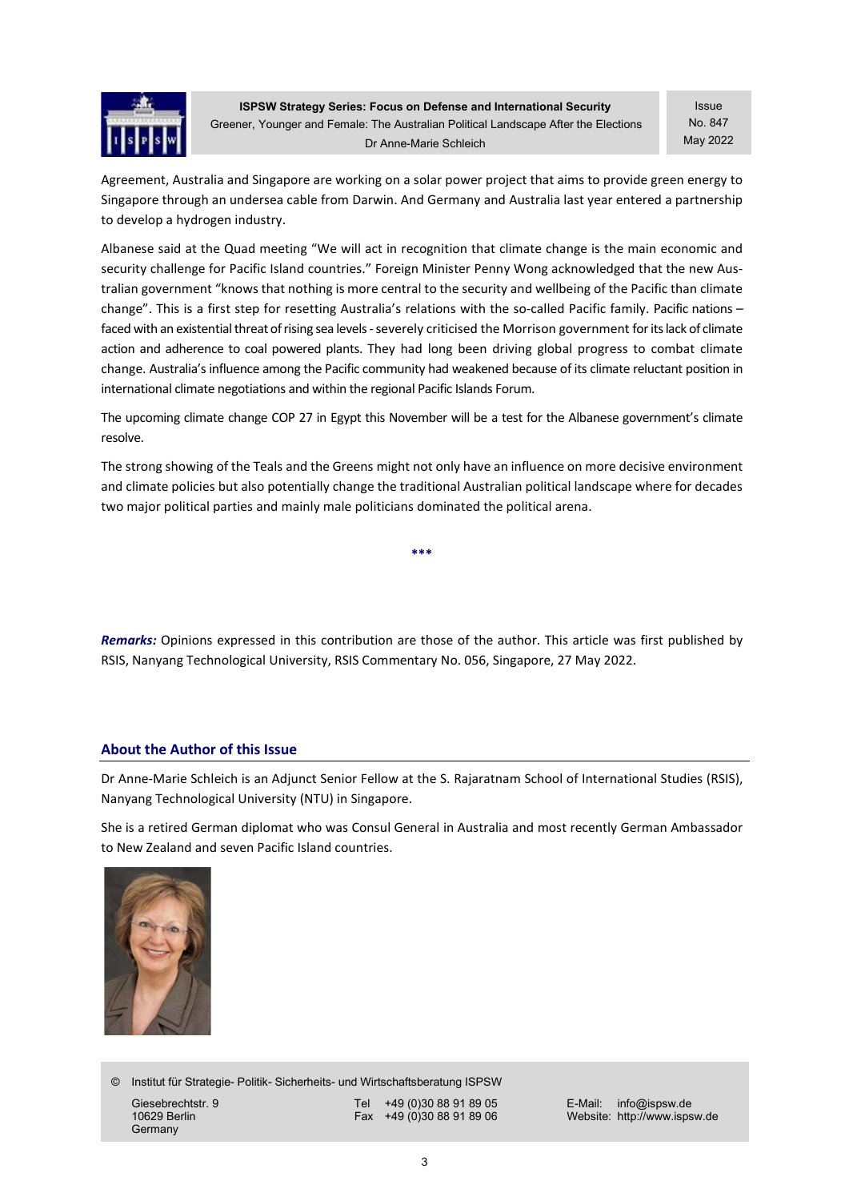Agreement, Australia and Singapore are working on a solar power project that aims to provide green energy to Singapore through an undersea cable from Darwin. And Germany and Australia last year entered a partnership to develop a hydrogen industry.

Albanese said at the Quad meeting "We will act in recognition that climate change is the main economic and security challenge for Pacific Island countries." Foreign Minister Penny Wong acknowledged that the new Australian government "knows that nothing is more central to the security and wellbeing of the Pacific than climate change". This is a first step for resetting Australia's relations with the so-called Pacific family. Pacific nations – faced with an existential threat of rising sea levels - severely criticised the Morrison government for its lack of climate action and adherence to coal powered plants. They had long been driving global progress to combat climate change. Australia's influence among the Pacific community had weakened because of its climate reluctant position in international climate negotiations and within the regional Pacific Islands Forum.

The upcoming climate change COP 27 in Egypt this November will be a test for the Albanese government's climate resolve.

The strong showing of the Teals and the Greens might not only have an influence on more decisive environment and climate policies but also potentially change the traditional Australian political landscape where for decades two major political parties and mainly male politicians dominated the political arena.

***

***Remarks:*** Opinions expressed in this contribution are those of the author. This article was first published by RSIS, Nanyang Technological University, RSIS Commentary No. 056, Singapore, 27 May 2022.

## About the Author of this Issue

Dr Anne-Marie Schleich is an Adjunct Senior Fellow at the S. Rajaratnam School of International Studies (RSIS), Nanyang Technological University (NTU) in Singapore.

She is a retired German diplomat who was Consul General in Australia and most recently German Ambassador to New Zealand and seven Pacific Island countries.

© Institut für Strategie- Politik- Sicherheits- und Wirtschaftsberatung ISPSW

Giesebrechtstr. 9
10629 Berlin
Germany

Tel +49 (0)30 88 91 89 05
Fax +49 (0)30 88 91 89 06

E-Mail: info@ispsw.de
Website: http://www.ispsw.de